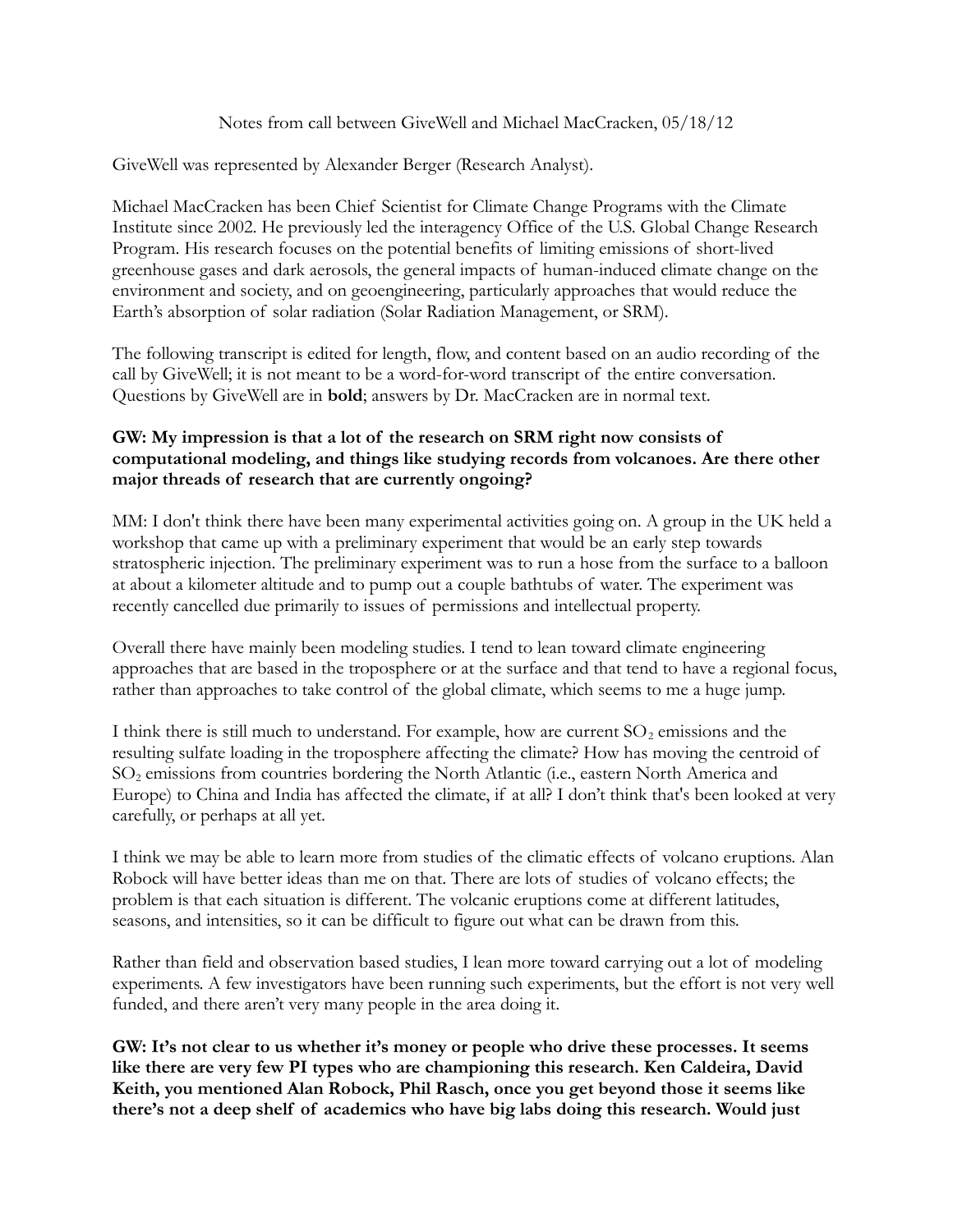Notes from call between GiveWell and Michael MacCracken, 05/18/12

GiveWell was represented by Alexander Berger (Research Analyst).

Michael MacCracken has been Chief Scientist for Climate Change Programs with the Climate Institute since 2002. He previously led the interagency Office of the U.S. Global Change Research Program. His research focuses on the potential benefits of limiting emissions of short-lived greenhouse gases and dark aerosols, the general impacts of human-induced climate change on the environment and society, and on geoengineering, particularly approaches that would reduce the Earth's absorption of solar radiation (Solar Radiation Management, or SRM).

The following transcript is edited for length, flow, and content based on an audio recording of the call by GiveWell; it is not meant to be a word-for-word transcript of the entire conversation. Questions by GiveWell are in **bold**; answers by Dr. MacCracken are in normal text.

**GW: My impression is that a lot of the research on SRM right now consists of computational modeling, and things like studying records from volcanoes. Are there other major threads of research that are currently ongoing?**

MM: I don't think there have been many experimental activities going on. A group in the UK held a workshop that came up with a preliminary experiment that would be an early step towards stratospheric injection. The preliminary experiment was to run a hose from the surface to a balloon at about a kilometer altitude and to pump out a couple bathtubs of water. The experiment was recently cancelled due primarily to issues of permissions and intellectual property.

Overall there have mainly been modeling studies. I tend to lean toward climate engineering approaches that are based in the troposphere or at the surface and that tend to have a regional focus, rather than approaches to take control of the global climate, which seems to me a huge jump.

I think there is still much to understand. For example, how are current $SO_2$ emissions and the resulting sulfate loading in the troposphere affecting the climate? How has moving the centroid of $SO_2$ emissions from countries bordering the North Atlantic (i.e., eastern North America and Europe) to China and India has affected the climate, if at all? I don't think that's been looked at very carefully, or perhaps at all yet.

I think we may be able to learn more from studies of the climatic effects of volcano eruptions. Alan Robock will have better ideas than me on that. There are lots of studies of volcano effects; the problem is that each situation is different. The volcanic eruptions come at different latitudes, seasons, and intensities, so it can be difficult to figure out what can be drawn from this.

Rather than field and observation based studies, I lean more toward carrying out a lot of modeling experiments. A few investigators have been running such experiments, but the effort is not very well funded, and there aren't very many people in the area doing it.

**GW: It's not clear to us whether it's money or people who drive these processes. It seems like there are very few PI types who are championing this research. Ken Caldeira, David Keith, you mentioned Alan Robock, Phil Rasch, once you get beyond those it seems like there's not a deep shelf of academics who have big labs doing this research. Would just**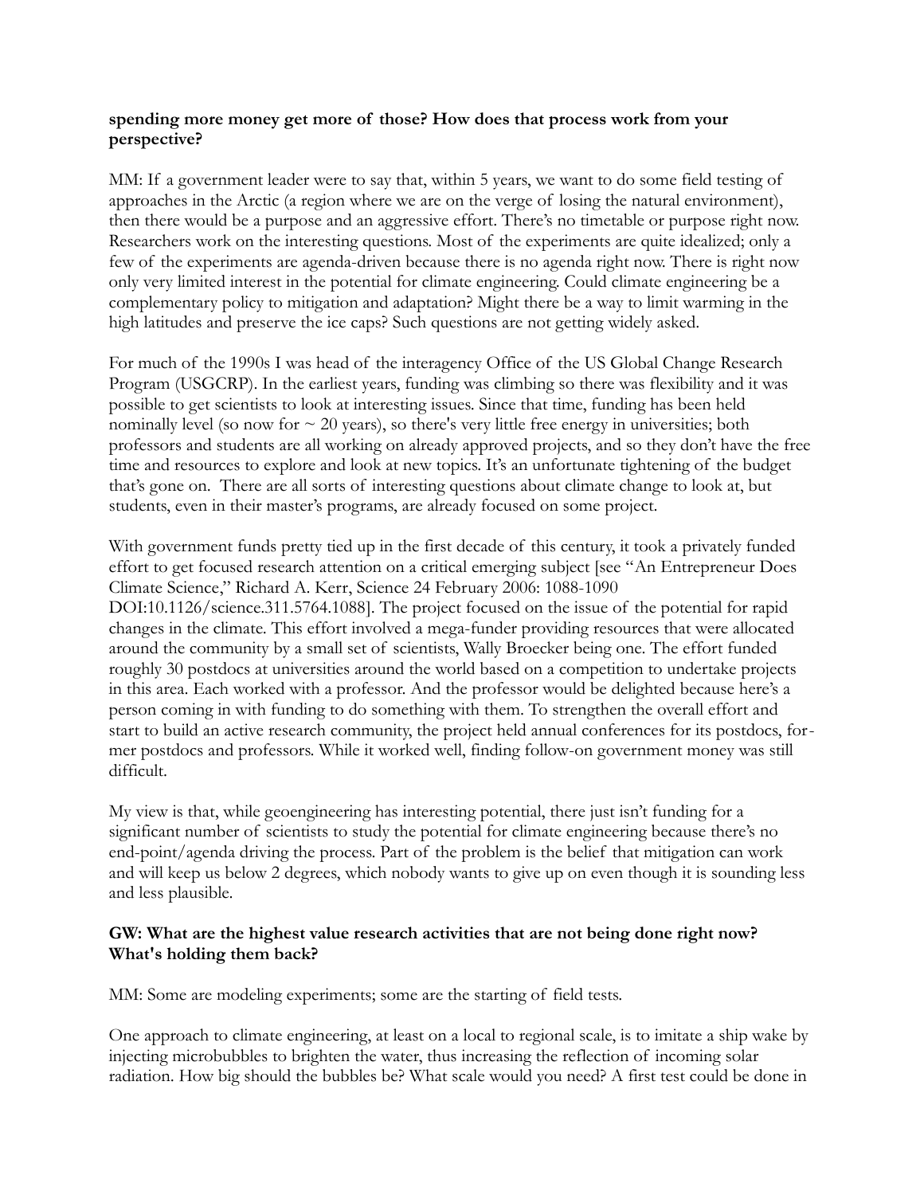**spending more money get more of those? How does that process work from your perspective?**

MM: If a government leader were to say that, within 5 years, we want to do some field testing of approaches in the Arctic (a region where we are on the verge of losing the natural environment), then there would be a purpose and an aggressive effort. There's no timetable or purpose right now. Researchers work on the interesting questions. Most of the experiments are quite idealized; only a few of the experiments are agenda-driven because there is no agenda right now. There is right now only very limited interest in the potential for climate engineering. Could climate engineering be a complementary policy to mitigation and adaptation? Might there be a way to limit warming in the high latitudes and preserve the ice caps? Such questions are not getting widely asked.

For much of the 1990s I was head of the interagency Office of the US Global Change Research Program (USGCRP). In the earliest years, funding was climbing so there was flexibility and it was possible to get scientists to look at interesting issues. Since that time, funding has been held nominally level (so now for ~ 20 years), so there's very little free energy in universities; both professors and students are all working on already approved projects, and so they don't have the free time and resources to explore and look at new topics. It's an unfortunate tightening of the budget that's gone on. There are all sorts of interesting questions about climate change to look at, but students, even in their master's programs, are already focused on some project.

With government funds pretty tied up in the first decade of this century, it took a privately funded effort to get focused research attention on a critical emerging subject [see "An Entrepreneur Does Climate Science," Richard A. Kerr, Science 24 February 2006: 1088-1090 DOI:10.1126/science.311.5764.1088]. The project focused on the issue of the potential for rapid changes in the climate. This effort involved a mega-funder providing resources that were allocated around the community by a small set of scientists, Wally Broecker being one. The effort funded roughly 30 postdocs at universities around the world based on a competition to undertake projects in this area. Each worked with a professor. And the professor would be delighted because here's a person coming in with funding to do something with them. To strengthen the overall effort and start to build an active research community, the project held annual conferences for its postdocs, former postdocs and professors. While it worked well, finding follow-on government money was still difficult.

My view is that, while geoengineering has interesting potential, there just isn't funding for a significant number of scientists to study the potential for climate engineering because there's no end-point/agenda driving the process. Part of the problem is the belief that mitigation can work and will keep us below 2 degrees, which nobody wants to give up on even though it is sounding less and less plausible.

**GW: What are the highest value research activities that are not being done right now? What's holding them back?**

MM: Some are modeling experiments; some are the starting of field tests.

One approach to climate engineering, at least on a local to regional scale, is to imitate a ship wake by injecting microbubbles to brighten the water, thus increasing the reflection of incoming solar radiation. How big should the bubbles be? What scale would you need? A first test could be done in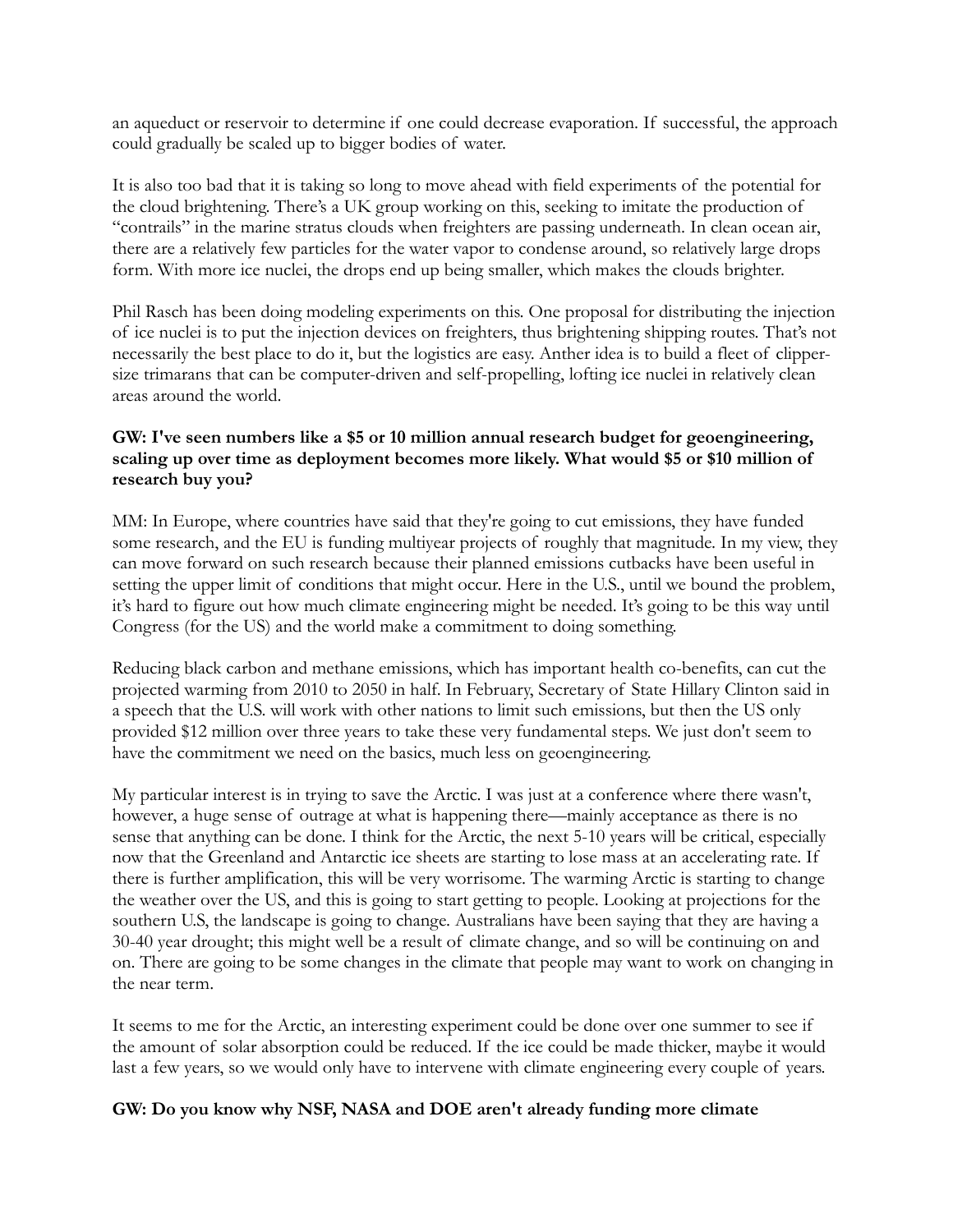an aqueduct or reservoir to determine if one could decrease evaporation. If successful, the approach could gradually be scaled up to bigger bodies of water.

It is also too bad that it is taking so long to move ahead with field experiments of the potential for the cloud brightening. There's a UK group working on this, seeking to imitate the production of "contrails" in the marine stratus clouds when freighters are passing underneath. In clean ocean air, there are a relatively few particles for the water vapor to condense around, so relatively large drops form. With more ice nuclei, the drops end up being smaller, which makes the clouds brighter.

Phil Rasch has been doing modeling experiments on this. One proposal for distributing the injection of ice nuclei is to put the injection devices on freighters, thus brightening shipping routes. That's not necessarily the best place to do it, but the logistics are easy. Anther idea is to build a fleet of clipper-size trimarans that can be computer-driven and self-propelling, lofting ice nuclei in relatively clean areas around the world.

**GW: I've seen numbers like a $5 or 10 million annual research budget for geoengineering, scaling up over time as deployment becomes more likely. What would $5 or $10 million of research buy you?**

MM: In Europe, where countries have said that they're going to cut emissions, they have funded some research, and the EU is funding multiyear projects of roughly that magnitude. In my view, they can move forward on such research because their planned emissions cutbacks have been useful in setting the upper limit of conditions that might occur. Here in the U.S., until we bound the problem, it's hard to figure out how much climate engineering might be needed. It's going to be this way until Congress (for the US) and the world make a commitment to doing something.

Reducing black carbon and methane emissions, which has important health co-benefits, can cut the projected warming from 2010 to 2050 in half. In February, Secretary of State Hillary Clinton said in a speech that the U.S. will work with other nations to limit such emissions, but then the US only provided $12 million over three years to take these very fundamental steps. We just don't seem to have the commitment we need on the basics, much less on geoengineering.

My particular interest is in trying to save the Arctic. I was just at a conference where there wasn't, however, a huge sense of outrage at what is happening there—mainly acceptance as there is no sense that anything can be done. I think for the Arctic, the next 5-10 years will be critical, especially now that the Greenland and Antarctic ice sheets are starting to lose mass at an accelerating rate. If there is further amplification, this will be very worrisome. The warming Arctic is starting to change the weather over the US, and this is going to start getting to people. Looking at projections for the southern U.S, the landscape is going to change. Australians have been saying that they are having a 30-40 year drought; this might well be a result of climate change, and so will be continuing on and on. There are going to be some changes in the climate that people may want to work on changing in the near term.

It seems to me for the Arctic, an interesting experiment could be done over one summer to see if the amount of solar absorption could be reduced. If the ice could be made thicker, maybe it would last a few years, so we would only have to intervene with climate engineering every couple of years.

**GW: Do you know why NSF, NASA and DOE aren't already funding more climate**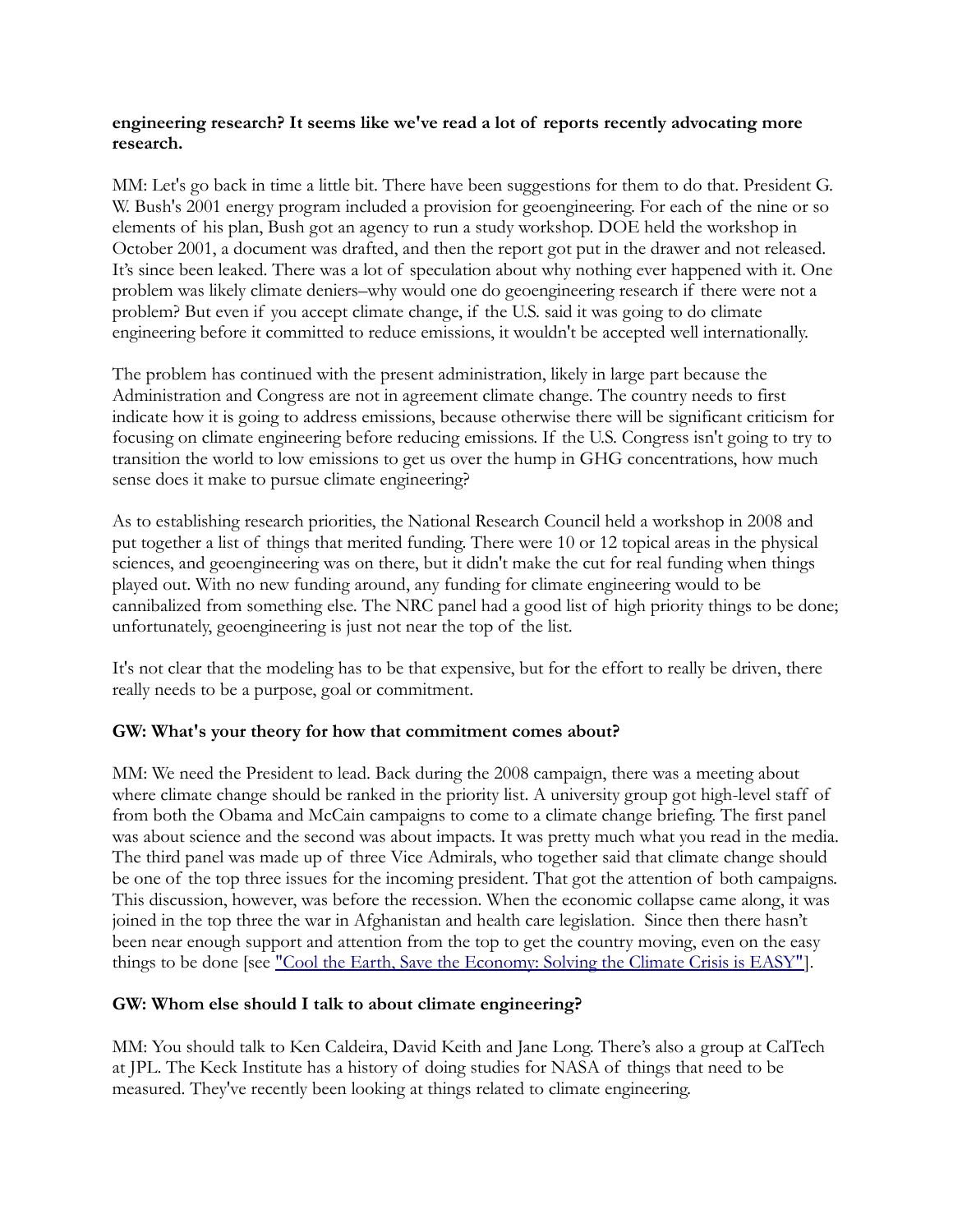**engineering research? It seems like we've read a lot of reports recently advocating more research.**

MM: Let's go back in time a little bit. There have been suggestions for them to do that. President G. W. Bush's 2001 energy program included a provision for geoengineering. For each of the nine or so elements of his plan, Bush got an agency to run a study workshop. DOE held the workshop in October 2001, a document was drafted, and then the report got put in the drawer and not released. It's since been leaked. There was a lot of speculation about why nothing ever happened with it. One problem was likely climate deniers–why would one do geoengineering research if there were not a problem? But even if you accept climate change, if the U.S. said it was going to do climate engineering before it committed to reduce emissions, it wouldn't be accepted well internationally.

The problem has continued with the present administration, likely in large part because the Administration and Congress are not in agreement climate change. The country needs to first indicate how it is going to address emissions, because otherwise there will be significant criticism for focusing on climate engineering before reducing emissions. If the U.S. Congress isn't going to try to transition the world to low emissions to get us over the hump in GHG concentrations, how much sense does it make to pursue climate engineering?

As to establishing research priorities, the National Research Council held a workshop in 2008 and put together a list of things that merited funding. There were 10 or 12 topical areas in the physical sciences, and geoengineering was on there, but it didn't make the cut for real funding when things played out. With no new funding around, any funding for climate engineering would to be cannibalized from something else. The NRC panel had a good list of high priority things to be done; unfortunately, geoengineering is just not near the top of the list.

It's not clear that the modeling has to be that expensive, but for the effort to really be driven, there really needs to be a purpose, goal or commitment.

**GW: What's your theory for how that commitment comes about?**

MM: We need the President to lead. Back during the 2008 campaign, there was a meeting about where climate change should be ranked in the priority list. A university group got high-level staff of from both the Obama and McCain campaigns to come to a climate change briefing. The first panel was about science and the second was about impacts. It was pretty much what you read in the media. The third panel was made up of three Vice Admirals, who together said that climate change should be one of the top three issues for the incoming president. That got the attention of both campaigns. This discussion, however, was before the recession. When the economic collapse came along, it was joined in the top three the war in Afghanistan and health care legislation. Since then there hasn't been near enough support and attention from the top to get the country moving, even on the easy things to be done [see "Cool the Earth, Save the Economy: Solving the Climate Crisis is EASY"].

**GW: Whom else should I talk to about climate engineering?**

MM: You should talk to Ken Caldeira, David Keith and Jane Long. There's also a group at CalTech at JPL. The Keck Institute has a history of doing studies for NASA of things that need to be measured. They've recently been looking at things related to climate engineering.